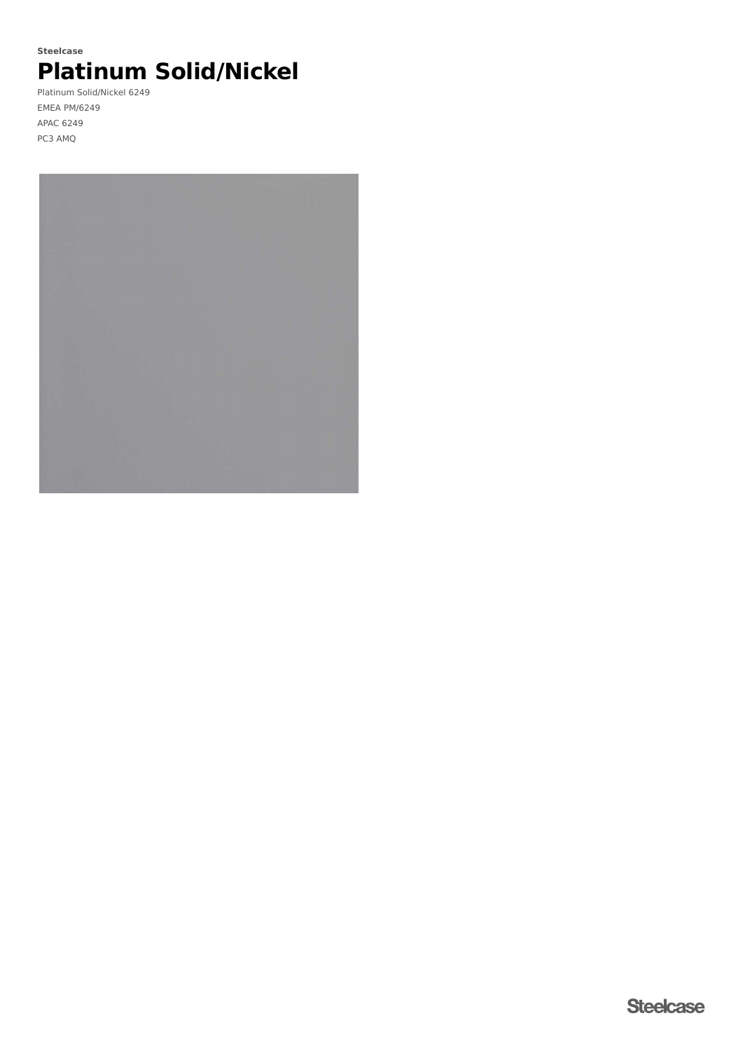**Steelcase**

# Platinum Solid/Nickel

Platinum Solid/Nickel 6249

EMEA PM/6249

APAC 6249

PC3 AMQ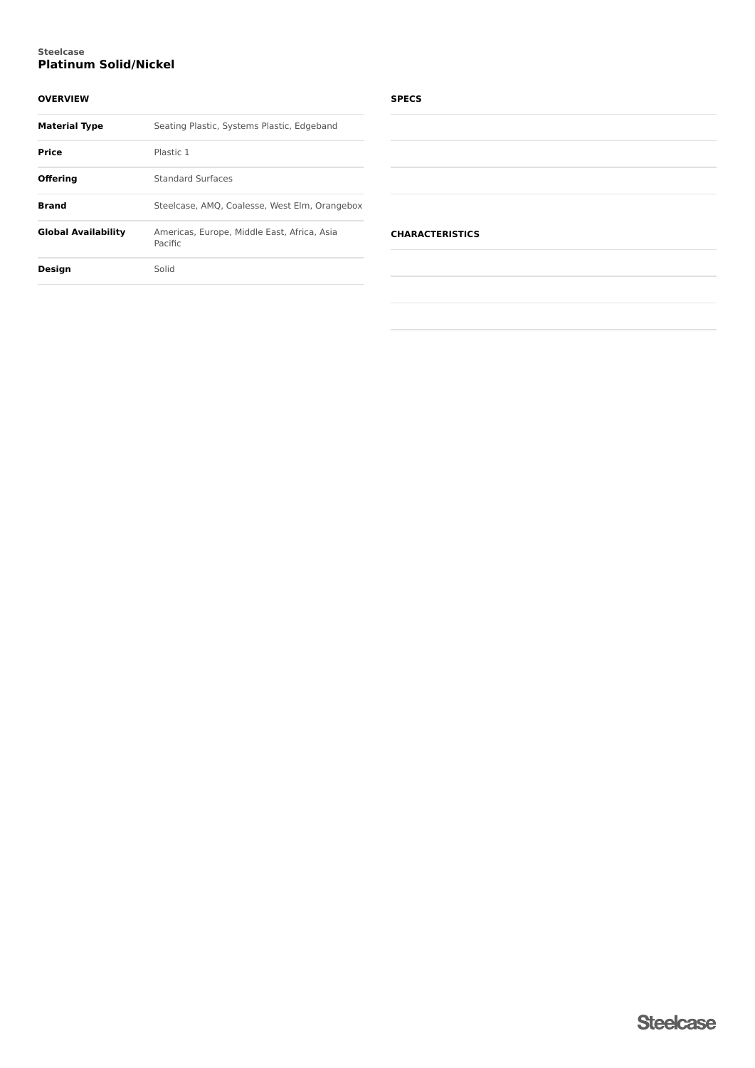Steelcase

# Platinum Solid/Nickel

## OVERVIEW

| | |
|---|---|
| **Material Type** | Seating Plastic, Systems Plastic, Edgeband |
| **Price** | Plastic 1 |
| **Offering** | Standard Surfaces |
| **Brand** | Steelcase, AMQ, Coalesse, West Elm, Orangebox |
| **Global Availability** | Americas, Europe, Middle East, Africa, Asia Pacific |
| **Design** | Solid |

## SPECS

## CHARACTERISTICS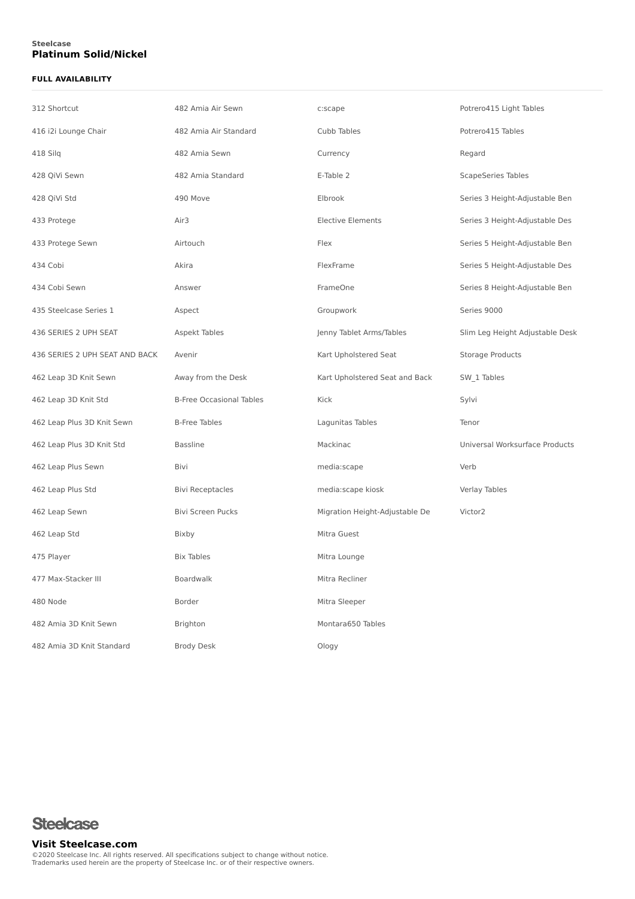**Steelcase**

# Platinum Solid/Nickel

### FULL AVAILABILITY

- 312 Shortcut
- 416 i2i Lounge Chair
- 418 Silq
- 428 QiVi Sewn
- 428 QiVi Std
- 433 Protege
- 433 Protege Sewn
- 434 Cobi
- 434 Cobi Sewn
- 435 Steelcase Series 1
- 436 SERIES 2 UPH SEAT
- 436 SERIES 2 UPH SEAT AND BACK
- 462 Leap 3D Knit Sewn
- 462 Leap 3D Knit Std
- 462 Leap Plus 3D Knit Sewn
- 462 Leap Plus 3D Knit Std
- 462 Leap Plus Sewn
- 462 Leap Plus Std
- 462 Leap Sewn
- 462 Leap Std
- 475 Player
- 477 Max-Stacker III
- 480 Node
- 482 Amia 3D Knit Sewn
- 482 Amia 3D Knit Standard
- 482 Amia Air Sewn
- 482 Amia Air Standard
- 482 Amia Sewn
- 482 Amia Standard
- 490 Move
- Air3
- Airtouch
- Akira
- Answer
- Aspect
- Aspekt Tables
- Avenir
- Away from the Desk
- B-Free Occasional Tables
- B-Free Tables
- Bassline
- Bivi
- Bivi Receptacles
- Bivi Screen Pucks
- Bixby
- Bix Tables
- Boardwalk
- Border
- Brighton
- Brody Desk
- c:scape
- Cubb Tables
- Currency
- E-Table 2
- Elbrook
- Elective Elements
- Flex
- FlexFrame
- FrameOne
- Groupwork
- Jenny Tablet Arms/Tables
- Kart Upholstered Seat
- Kart Upholstered Seat and Back
- Kick
- Lagunitas Tables
- Mackinac
- media:scape
- media:scape kiosk
- Migration Height-Adjustable De
- Mitra Guest
- Mitra Lounge
- Mitra Recliner
- Mitra Sleeper
- Montara650 Tables
- Ology
- Potrero415 Light Tables
- Potrero415 Tables
- Regard
- ScapeSeries Tables
- Series 3 Height-Adjustable Ben
- Series 3 Height-Adjustable Des
- Series 5 Height-Adjustable Ben
- Series 5 Height-Adjustable Des
- Series 8 Height-Adjustable Ben
- Series 9000
- Slim Leg Height Adjustable Desk
- Storage Products
- SW_1 Tables
- Sylvi
- Tenor
- Universal Worksurface Products
- Verb
- Verlay Tables
- Victor2

Steelcase

**Visit Steelcase.com**

©2020 Steelcase Inc. All rights reserved. All specifications subject to change without notice.
Trademarks used herein are the property of Steelcase Inc. or of their respective owners.